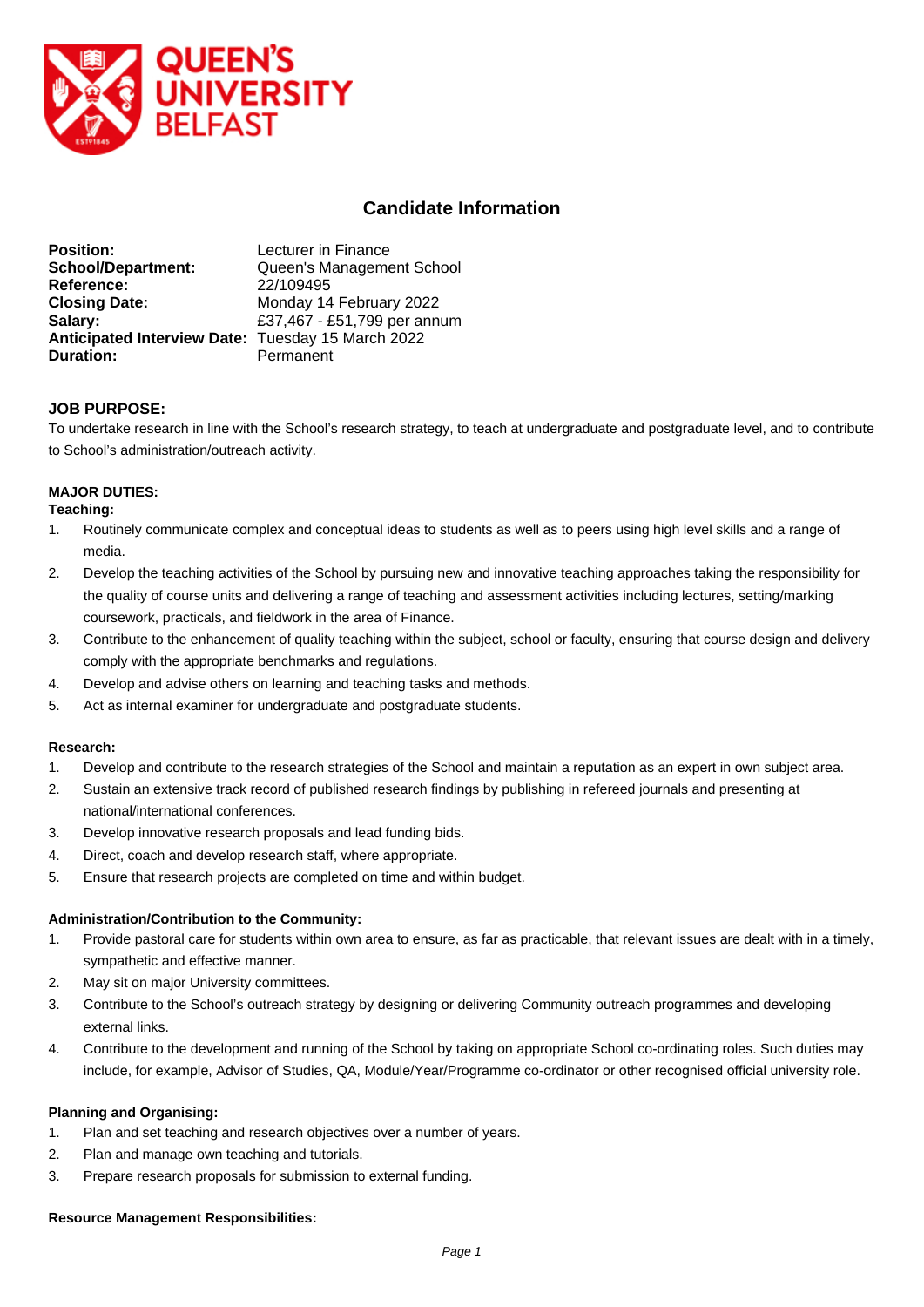# Candidate Information

**Position:** Lecturer in Finance
**School/Department:** Queen's Management School
**Reference:** 22/109495
**Closing Date:** Monday 14 February 2022
**Salary:** £37,467 - £51,799 per annum
**Anticipated Interview Date:** Tuesday 15 March 2022
**Duration:** Permanent

## JOB PURPOSE:

To undertake research in line with the School's research strategy, to teach at undergraduate and postgraduate level, and to contribute to School's administration/outreach activity.

## MAJOR DUTIES:

### Teaching:

1. Routinely communicate complex and conceptual ideas to students as well as to peers using high level skills and a range of media.
2. Develop the teaching activities of the School by pursuing new and innovative teaching approaches taking the responsibility for the quality of course units and delivering a range of teaching and assessment activities including lectures, setting/marking coursework, practicals, and fieldwork in the area of Finance.
3. Contribute to the enhancement of quality teaching within the subject, school or faculty, ensuring that course design and delivery comply with the appropriate benchmarks and regulations.
4. Develop and advise others on learning and teaching tasks and methods.
5. Act as internal examiner for undergraduate and postgraduate students.

### Research:

1. Develop and contribute to the research strategies of the School and maintain a reputation as an expert in own subject area.
2. Sustain an extensive track record of published research findings by publishing in refereed journals and presenting at national/international conferences.
3. Develop innovative research proposals and lead funding bids.
4. Direct, coach and develop research staff, where appropriate.
5. Ensure that research projects are completed on time and within budget.

### Administration/Contribution to the Community:

1. Provide pastoral care for students within own area to ensure, as far as practicable, that relevant issues are dealt with in a timely, sympathetic and effective manner.
2. May sit on major University committees.
3. Contribute to the School's outreach strategy by designing or delivering Community outreach programmes and developing external links.
4. Contribute to the development and running of the School by taking on appropriate School co-ordinating roles. Such duties may include, for example, Advisor of Studies, QA, Module/Year/Programme co-ordinator or other recognised official university role.

### Planning and Organising:

1. Plan and set teaching and research objectives over a number of years.
2. Plan and manage own teaching and tutorials.
3. Prepare research proposals for submission to external funding.

### Resource Management Responsibilities: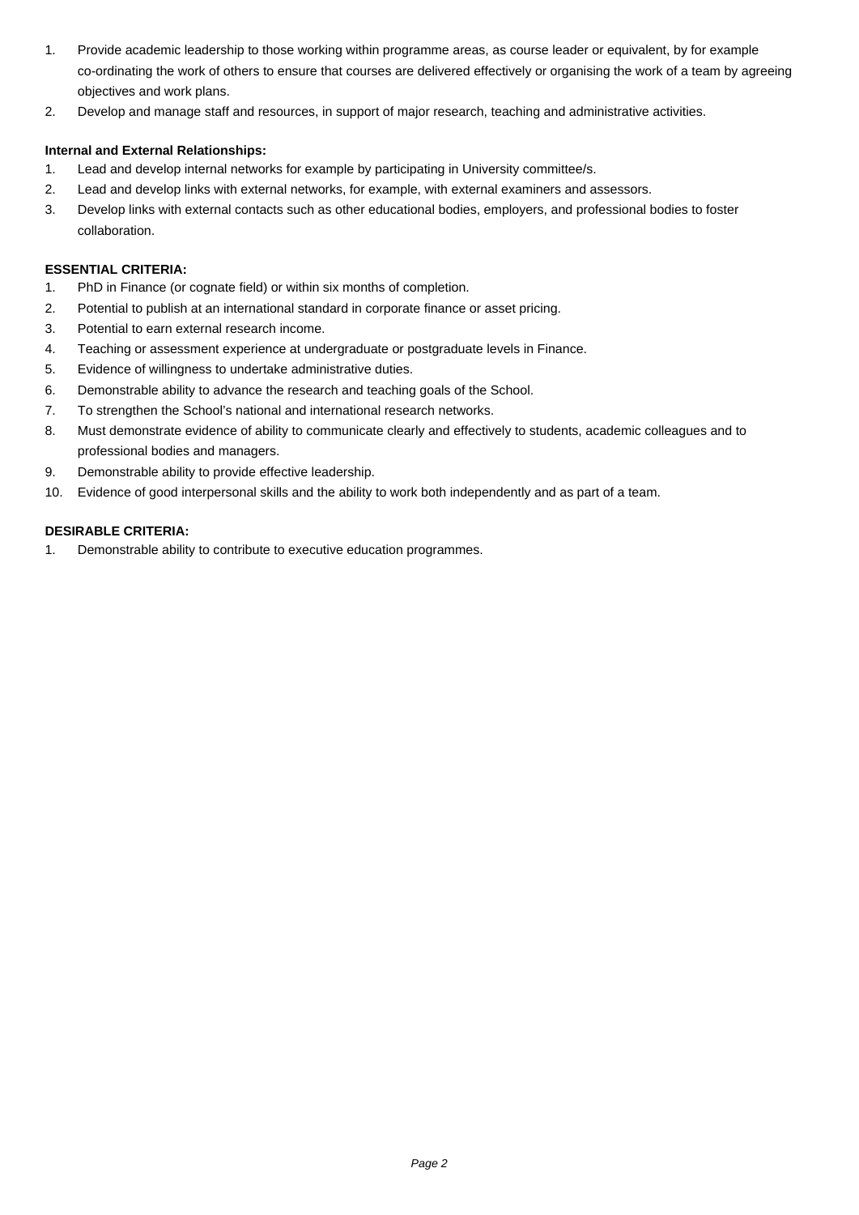1. Provide academic leadership to those working within programme areas, as course leader or equivalent, by for example co-ordinating the work of others to ensure that courses are delivered effectively or organising the work of a team by agreeing objectives and work plans.
2. Develop and manage staff and resources, in support of major research, teaching and administrative activities.

**Internal and External Relationships:**

1. Lead and develop internal networks for example by participating in University committee/s.
2. Lead and develop links with external networks, for example, with external examiners and assessors.
3. Develop links with external contacts such as other educational bodies, employers, and professional bodies to foster collaboration.

**ESSENTIAL CRITERIA:**

1. PhD in Finance (or cognate field) or within six months of completion.
2. Potential to publish at an international standard in corporate finance or asset pricing.
3. Potential to earn external research income.
4. Teaching or assessment experience at undergraduate or postgraduate levels in Finance.
5. Evidence of willingness to undertake administrative duties.
6. Demonstrable ability to advance the research and teaching goals of the School.
7. To strengthen the School's national and international research networks.
8. Must demonstrate evidence of ability to communicate clearly and effectively to students, academic colleagues and to professional bodies and managers.
9. Demonstrable ability to provide effective leadership.
10. Evidence of good interpersonal skills and the ability to work both independently and as part of a team.

**DESIRABLE CRITERIA:**

1. Demonstrable ability to contribute to executive education programmes.